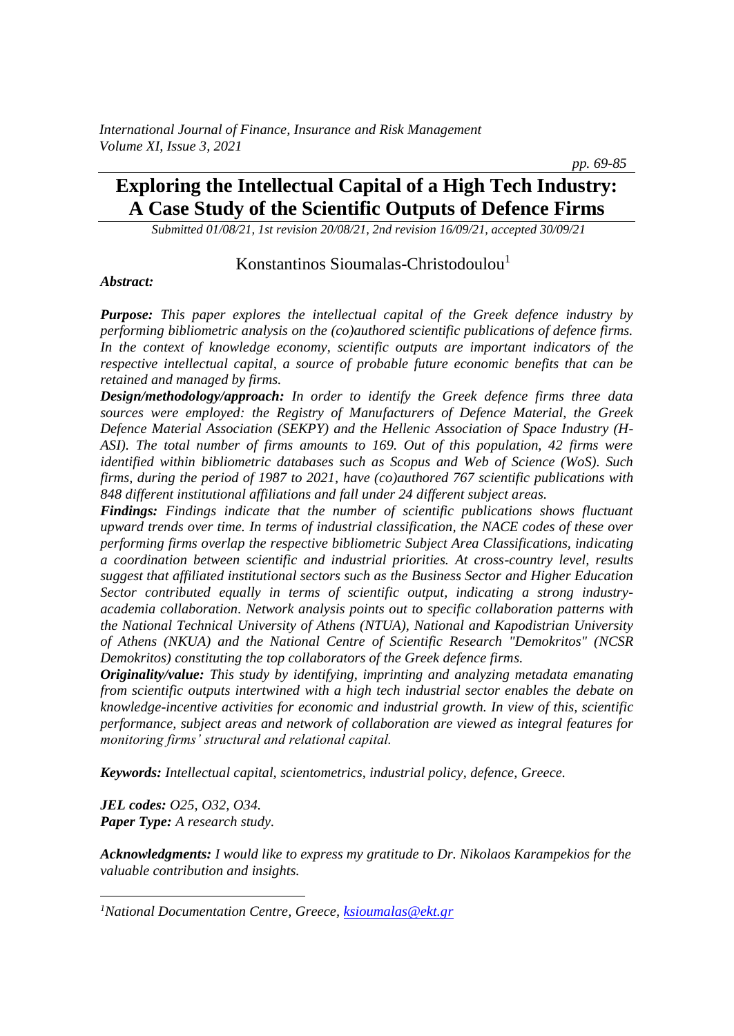# Exploring the Intellectual Capital of a High Tech Industry: A Case Study of the Scientific Outputs of Defence Firms

*Submitted 01/08/21, 1st revision 20/08/21, 2nd revision 16/09/21, accepted 30/09/21*

Konstantinos Sioumalas-Christodoulou[1]

***Abstract:***

***Purpose:*** *This paper explores the intellectual capital of the Greek defence industry by performing bibliometric analysis on the (co)authored scientific publications of defence firms. In the context of knowledge economy, scientific outputs are important indicators of the respective intellectual capital, a source of probable future economic benefits that can be retained and managed by firms.*

***Design/methodology/approach:*** *In order to identify the Greek defence firms three data sources were employed: the Registry of Manufacturers of Defence Material, the Greek Defence Material Association (SEKPY) and the Hellenic Association of Space Industry (H-ASI). The total number of firms amounts to 169. Out of this population, 42 firms were identified within bibliometric databases such as Scopus and Web of Science (WoS). Such firms, during the period of 1987 to 2021, have (co)authored 767 scientific publications with 848 different institutional affiliations and fall under 24 different subject areas.*

***Findings:*** *Findings indicate that the number of scientific publications shows fluctuant upward trends over time. In terms of industrial classification, the NACE codes of these over performing firms overlap the respective bibliometric Subject Area Classifications, indicating a coordination between scientific and industrial priorities. At cross-country level, results suggest that affiliated institutional sectors such as the Business Sector and Higher Education Sector contributed equally in terms of scientific output, indicating a strong industry-academia collaboration. Network analysis points out to specific collaboration patterns with the National Technical University of Athens (NTUA), National and Kapodistrian University of Athens (NKUA) and the National Centre of Scientific Research "Demokritos" (NCSR Demokritos) constituting the top collaborators of the Greek defence firms.*

***Originality/value:*** *This study by identifying, imprinting and analyzing metadata emanating from scientific outputs intertwined with a high tech industrial sector enables the debate on knowledge-incentive activities for economic and industrial growth. In view of this, scientific performance, subject areas and network of collaboration are viewed as integral features for monitoring firms' structural and relational capital.*

***Keywords:*** *Intellectual capital, scientometrics, industrial policy, defence, Greece.*

***JEL codes:*** *O25, O32, O34.*

***Paper Type:*** *A research study.*

***Acknowledgments:*** *I would like to express my gratitude to Dr. Nikolaos Karampekios for the valuable contribution and insights.*

---

[1] *National Documentation Centre, Greece, ksioumalas@ekt.gr*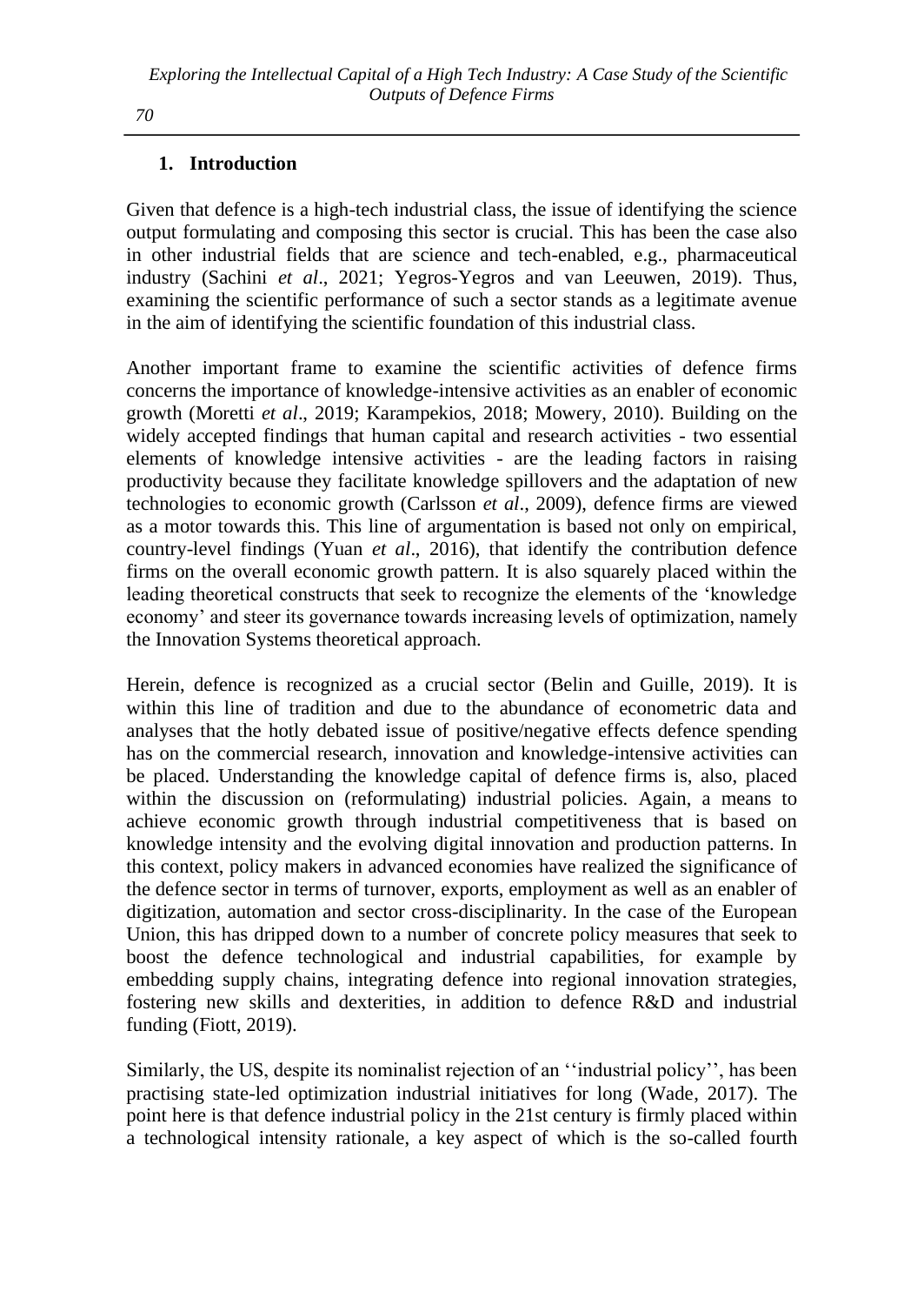## 1. Introduction

Given that defence is a high-tech industrial class, the issue of identifying the science output formulating and composing this sector is crucial. This has been the case also in other industrial fields that are science and tech-enabled, e.g., pharmaceutical industry (Sachini *et al*., 2021; Yegros-Yegros and van Leeuwen, 2019). Thus, examining the scientific performance of such a sector stands as a legitimate avenue in the aim of identifying the scientific foundation of this industrial class.

Another important frame to examine the scientific activities of defence firms concerns the importance of knowledge-intensive activities as an enabler of economic growth (Moretti *et al*., 2019; Karampekios, 2018; Mowery, 2010). Building on the widely accepted findings that human capital and research activities - two essential elements of knowledge intensive activities - are the leading factors in raising productivity because they facilitate knowledge spillovers and the adaptation of new technologies to economic growth (Carlsson *et al*., 2009), defence firms are viewed as a motor towards this. This line of argumentation is based not only on empirical, country-level findings (Yuan *et al*., 2016), that identify the contribution defence firms on the overall economic growth pattern. It is also squarely placed within the leading theoretical constructs that seek to recognize the elements of the 'knowledge economy' and steer its governance towards increasing levels of optimization, namely the Innovation Systems theoretical approach.

Herein, defence is recognized as a crucial sector (Belin and Guille, 2019). It is within this line of tradition and due to the abundance of econometric data and analyses that the hotly debated issue of positive/negative effects defence spending has on the commercial research, innovation and knowledge-intensive activities can be placed. Understanding the knowledge capital of defence firms is, also, placed within the discussion on (reformulating) industrial policies. Again, a means to achieve economic growth through industrial competitiveness that is based on knowledge intensity and the evolving digital innovation and production patterns. In this context, policy makers in advanced economies have realized the significance of the defence sector in terms of turnover, exports, employment as well as an enabler of digitization, automation and sector cross-disciplinarity. In the case of the European Union, this has dripped down to a number of concrete policy measures that seek to boost the defence technological and industrial capabilities, for example by embedding supply chains, integrating defence into regional innovation strategies, fostering new skills and dexterities, in addition to defence R&D and industrial funding (Fiott, 2019).

Similarly, the US, despite its nominalist rejection of an ''industrial policy'', has been practising state-led optimization industrial initiatives for long (Wade, 2017). The point here is that defence industrial policy in the 21st century is firmly placed within a technological intensity rationale, a key aspect of which is the so-called fourth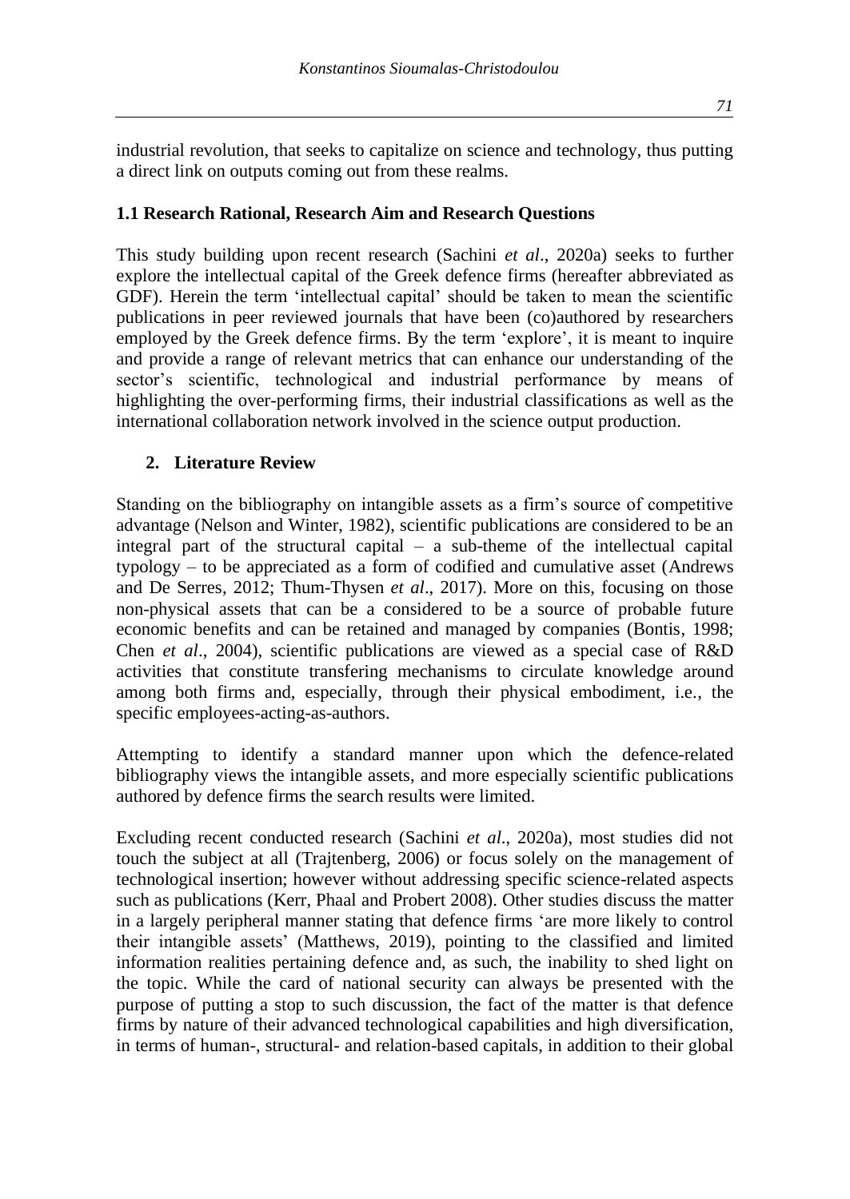industrial revolution, that seeks to capitalize on science and technology, thus putting a direct link on outputs coming out from these realms.

### 1.1 Research Rational, Research Aim and Research Questions

This study building upon recent research (Sachini *et al*., 2020a) seeks to further explore the intellectual capital of the Greek defence firms (hereafter abbreviated as GDF). Herein the term 'intellectual capital' should be taken to mean the scientific publications in peer reviewed journals that have been (co)authored by researchers employed by the Greek defence firms. By the term 'explore', it is meant to inquire and provide a range of relevant metrics that can enhance our understanding of the sector's scientific, technological and industrial performance by means of highlighting the over-performing firms, their industrial classifications as well as the international collaboration network involved in the science output production.

## 2. Literature Review

Standing on the bibliography on intangible assets as a firm's source of competitive advantage (Nelson and Winter, 1982), scientific publications are considered to be an integral part of the structural capital – a sub-theme of the intellectual capital typology – to be appreciated as a form of codified and cumulative asset (Andrews and De Serres, 2012; Thum-Thysen *et al*., 2017). More on this, focusing on those non-physical assets that can be a considered to be a source of probable future economic benefits and can be retained and managed by companies (Bontis, 1998; Chen *et al*., 2004), scientific publications are viewed as a special case of R&D activities that constitute transfering mechanisms to circulate knowledge around among both firms and, especially, through their physical embodiment, i.e., the specific employees-acting-as-authors.

Attempting to identify a standard manner upon which the defence-related bibliography views the intangible assets, and more especially scientific publications authored by defence firms the search results were limited.

Excluding recent conducted research (Sachini *et al*., 2020a), most studies did not touch the subject at all (Trajtenberg, 2006) or focus solely on the management of technological insertion; however without addressing specific science-related aspects such as publications (Kerr, Phaal and Probert 2008). Other studies discuss the matter in a largely peripheral manner stating that defence firms 'are more likely to control their intangible assets' (Matthews, 2019), pointing to the classified and limited information realities pertaining defence and, as such, the inability to shed light on the topic. While the card of national security can always be presented with the purpose of putting a stop to such discussion, the fact of the matter is that defence firms by nature of their advanced technological capabilities and high diversification, in terms of human-, structural- and relation-based capitals, in addition to their global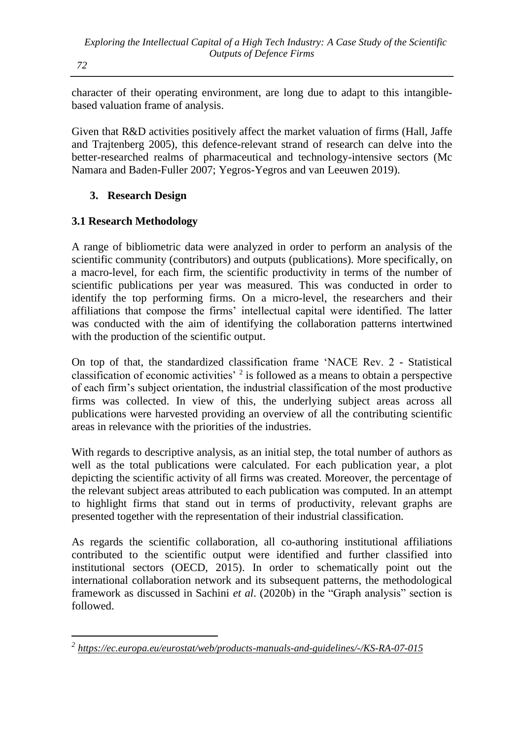character of their operating environment, are long due to adapt to this intangible-based valuation frame of analysis.

Given that R&D activities positively affect the market valuation of firms (Hall, Jaffe and Trajtenberg 2005), this defence-relevant strand of research can delve into the better-researched realms of pharmaceutical and technology-intensive sectors (Mc Namara and Baden-Fuller 2007; Yegros-Yegros and van Leeuwen 2019).

## 3. Research Design

### 3.1 Research Methodology

A range of bibliometric data were analyzed in order to perform an analysis of the scientific community (contributors) and outputs (publications). More specifically, on a macro-level, for each firm, the scientific productivity in terms of the number of scientific publications per year was measured. This was conducted in order to identify the top performing firms. On a micro-level, the researchers and their affiliations that compose the firms' intellectual capital were identified. The latter was conducted with the aim of identifying the collaboration patterns intertwined with the production of the scientific output.

On top of that, the standardized classification frame 'NACE Rev. 2 - Statistical classification of economic activities' [2] is followed as a means to obtain a perspective of each firm's subject orientation, the industrial classification of the most productive firms was collected. In view of this, the underlying subject areas across all publications were harvested providing an overview of all the contributing scientific areas in relevance with the priorities of the industries.

With regards to descriptive analysis, as an initial step, the total number of authors as well as the total publications were calculated. For each publication year, a plot depicting the scientific activity of all firms was created. Moreover, the percentage of the relevant subject areas attributed to each publication was computed. In an attempt to highlight firms that stand out in terms of productivity, relevant graphs are presented together with the representation of their industrial classification.

As regards the scientific collaboration, all co-authoring institutional affiliations contributed to the scientific output were identified and further classified into institutional sectors (OECD, 2015). In order to schematically point out the international collaboration network and its subsequent patterns, the methodological framework as discussed in Sachini *et al*. (2020b) in the "Graph analysis" section is followed.

---

[2] *https://ec.europa.eu/eurostat/web/products-manuals-and-guidelines/-/KS-RA-07-015*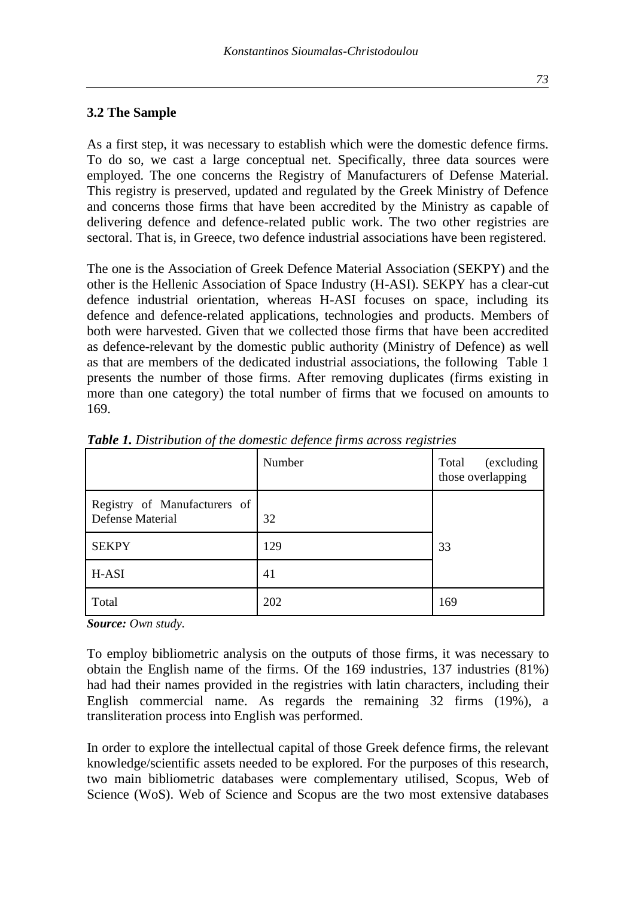### 3.2 The Sample

As a first step, it was necessary to establish which were the domestic defence firms. To do so, we cast a large conceptual net. Specifically, three data sources were employed. The one concerns the Registry of Manufacturers of Defense Material. This registry is preserved, updated and regulated by the Greek Ministry of Defence and concerns those firms that have been accredited by the Ministry as capable of delivering defence and defence-related public work. The two other registries are sectoral. That is, in Greece, two defence industrial associations have been registered.

The one is the Association of Greek Defence Material Association (SEKPY) and the other is the Hellenic Association of Space Industry (H-ASI). SEKPY has a clear-cut defence industrial orientation, whereas H-ASI focuses on space, including its defence and defence-related applications, technologies and products. Members of both were harvested. Given that we collected those firms that have been accredited as defence-relevant by the domestic public authority (Ministry of Defence) as well as that are members of the dedicated industrial associations, the following Table 1 presents the number of those firms. After removing duplicates (firms existing in more than one category) the total number of firms that we focused on amounts to 169.

***Table 1.*** *Distribution of the domestic defence firms across registries*

| | Number | Total (excluding those overlapping |
|---|---|---|
| Registry of Manufacturers of Defense Material | 32 | |
| SEKPY | 129 | 33 |
| H-ASI | 41 | |
| Total | 202 | 169 |

***Source:*** *Own study.*

To employ bibliometric analysis on the outputs of those firms, it was necessary to obtain the English name of the firms. Of the 169 industries, 137 industries (81%) had had their names provided in the registries with latin characters, including their English commercial name. As regards the remaining 32 firms (19%), a transliteration process into English was performed.

In order to explore the intellectual capital of those Greek defence firms, the relevant knowledge/scientific assets needed to be explored. For the purposes of this research, two main bibliometric databases were complementary utilised, Scopus, Web of Science (WoS). Web of Science and Scopus are the two most extensive databases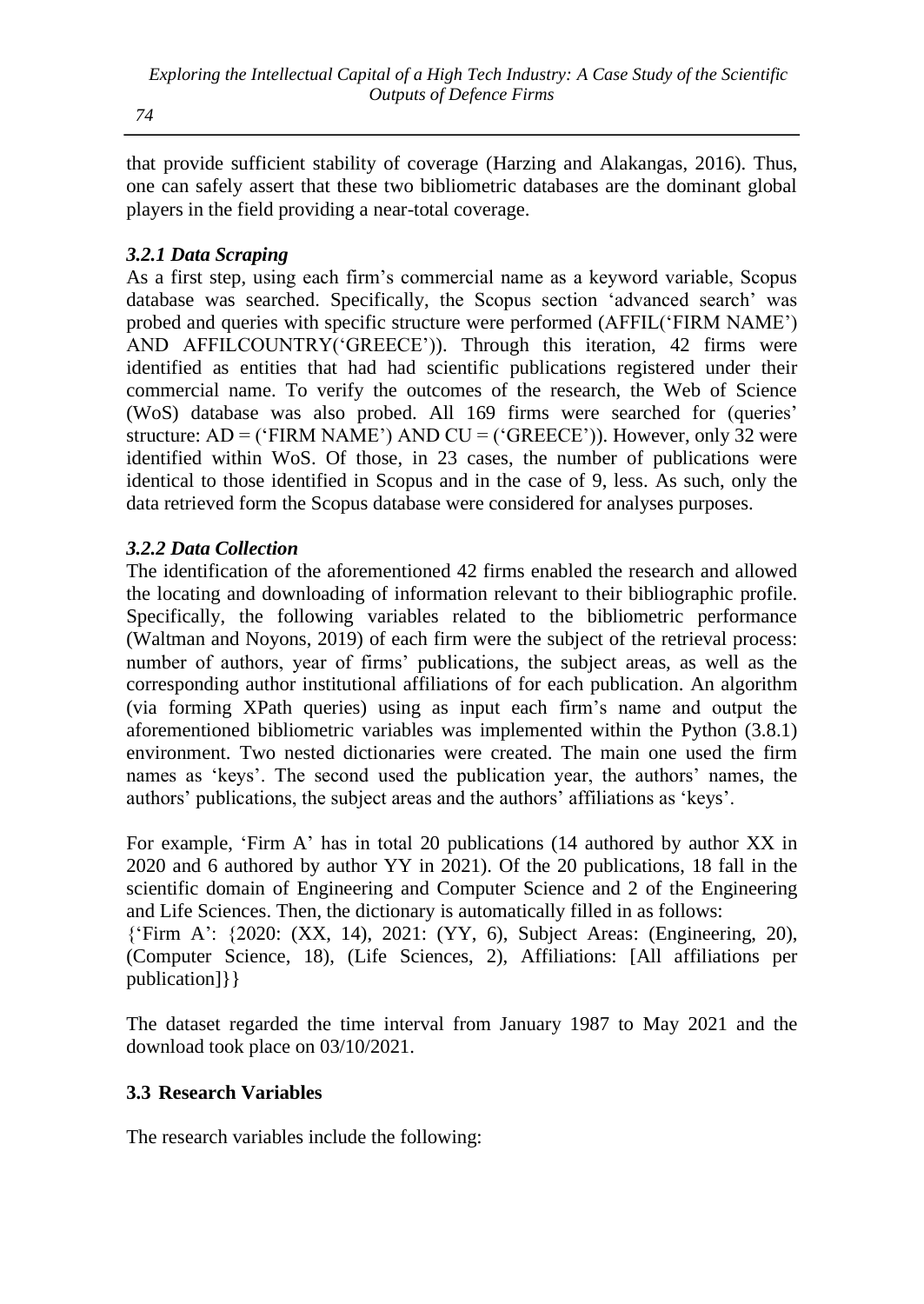that provide sufficient stability of coverage (Harzing and Alakangas, 2016). Thus, one can safely assert that these two bibliometric databases are the dominant global players in the field providing a near-total coverage.

### *3.2.1 Data Scraping*

As a first step, using each firm's commercial name as a keyword variable, Scopus database was searched. Specifically, the Scopus section 'advanced search' was probed and queries with specific structure were performed (AFFIL('FIRM NAME') AND AFFILCOUNTRY('GREECE')). Through this iteration, 42 firms were identified as entities that had had scientific publications registered under their commercial name. To verify the outcomes of the research, the Web of Science (WoS) database was also probed. All 169 firms were searched for (queries' structure: AD = ('FIRM NAME') AND CU = ('GREECE')). However, only 32 were identified within WoS. Of those, in 23 cases, the number of publications were identical to those identified in Scopus and in the case of 9, less. As such, only the data retrieved form the Scopus database were considered for analyses purposes.

### *3.2.2 Data Collection*

The identification of the aforementioned 42 firms enabled the research and allowed the locating and downloading of information relevant to their bibliographic profile. Specifically, the following variables related to the bibliometric performance (Waltman and Noyons, 2019) of each firm were the subject of the retrieval process: number of authors, year of firms' publications, the subject areas, as well as the corresponding author institutional affiliations of for each publication. An algorithm (via forming XPath queries) using as input each firm's name and output the aforementioned bibliometric variables was implemented within the Python (3.8.1) environment. Two nested dictionaries were created. The main one used the firm names as 'keys'. The second used the publication year, the authors' names, the authors' publications, the subject areas and the authors' affiliations as 'keys'.

For example, 'Firm A' has in total 20 publications (14 authored by author XX in 2020 and 6 authored by author YY in 2021). Of the 20 publications, 18 fall in the scientific domain of Engineering and Computer Science and 2 of the Engineering and Life Sciences. Then, the dictionary is automatically filled in as follows:
{'Firm A': {2020: (XX, 14), 2021: (YY, 6), Subject Areas: (Engineering, 20), (Computer Science, 18), (Life Sciences, 2), Affiliations: [All affiliations per publication]}}

The dataset regarded the time interval from January 1987 to May 2021 and the download took place on 03/10/2021.

## 3.3 Research Variables

The research variables include the following: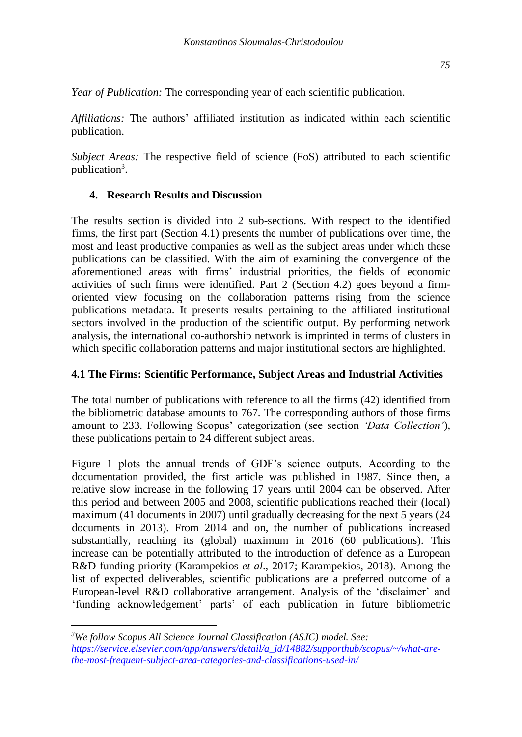*Year of Publication:* The corresponding year of each scientific publication.

*Affiliations:* The authors' affiliated institution as indicated within each scientific publication.

*Subject Areas:* The respective field of science (FoS) attributed to each scientific publication[3].

## 4. Research Results and Discussion

The results section is divided into 2 sub-sections. With respect to the identified firms, the first part (Section 4.1) presents the number of publications over time, the most and least productive companies as well as the subject areas under which these publications can be classified. With the aim of examining the convergence of the aforementioned areas with firms' industrial priorities, the fields of economic activities of such firms were identified. Part 2 (Section 4.2) goes beyond a firm-oriented view focusing on the collaboration patterns rising from the science publications metadata. It presents results pertaining to the affiliated institutional sectors involved in the production of the scientific output. By performing network analysis, the international co-authorship network is imprinted in terms of clusters in which specific collaboration patterns and major institutional sectors are highlighted.

### 4.1 The Firms: Scientific Performance, Subject Areas and Industrial Activities

The total number of publications with reference to all the firms (42) identified from the bibliometric database amounts to 767. The corresponding authors of those firms amount to 233. Following Scopus' categorization (see section *'Data Collection'*), these publications pertain to 24 different subject areas.

Figure 1 plots the annual trends of GDF's science outputs. According to the documentation provided, the first article was published in 1987. Since then, a relative slow increase in the following 17 years until 2004 can be observed. After this period and between 2005 and 2008, scientific publications reached their (local) maximum (41 documents in 2007) until gradually decreasing for the next 5 years (24 documents in 2013). From 2014 and on, the number of publications increased substantially, reaching its (global) maximum in 2016 (60 publications). This increase can be potentially attributed to the introduction of defence as a European R&D funding priority (Karampekios *et al*., 2017; Karampekios, 2018). Among the list of expected deliverables, scientific publications are a preferred outcome of a European-level R&D collaborative arrangement. Analysis of the 'disclaimer' and 'funding acknowledgement' parts' of each publication in future bibliometric

---

[3] *We follow Scopus All Science Journal Classification (ASJC) model. See: https://service.elsevier.com/app/answers/detail/a_id/14882/supporthub/scopus/~/what-are-the-most-frequent-subject-area-categories-and-classifications-used-in/*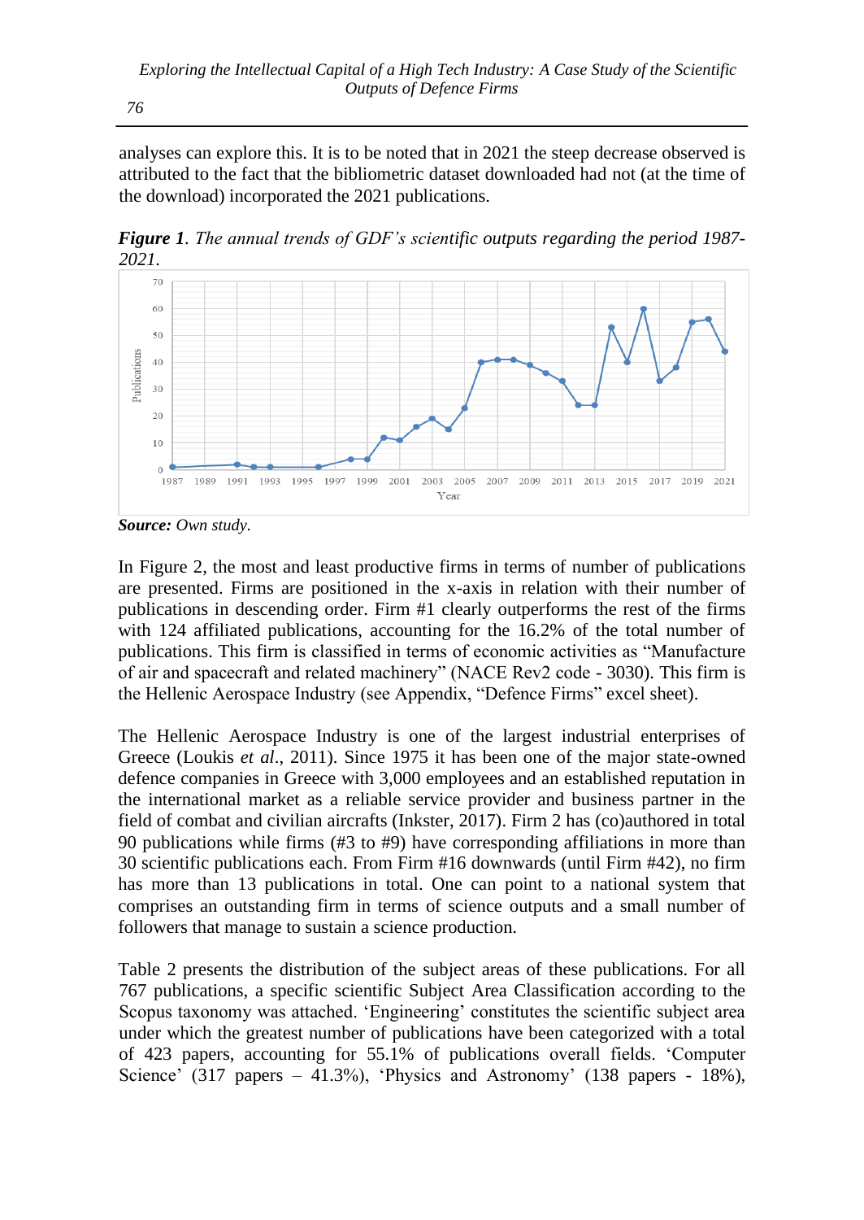analyses can explore this. It is to be noted that in 2021 the steep decrease observed is attributed to the fact that the bibliometric dataset downloaded had not (at the time of the download) incorporated the 2021 publications.

***Figure 1***. *The annual trends of GDF's scientific outputs regarding the period 1987-2021.*

***Source:*** *Own study.*

In Figure 2, the most and least productive firms in terms of number of publications are presented. Firms are positioned in the x-axis in relation with their number of publications in descending order. Firm #1 clearly outperforms the rest of the firms with 124 affiliated publications, accounting for the 16.2% of the total number of publications. This firm is classified in terms of economic activities as "Manufacture of air and spacecraft and related machinery" (NACE Rev2 code - 3030). This firm is the Hellenic Aerospace Industry (see Appendix, "Defence Firms" excel sheet).

The Hellenic Aerospace Industry is one of the largest industrial enterprises of Greece (Loukis *et al*., 2011). Since 1975 it has been one of the major state-owned defence companies in Greece with 3,000 employees and an established reputation in the international market as a reliable service provider and business partner in the field of combat and civilian aircrafts (Inkster, 2017). Firm 2 has (co)authored in total 90 publications while firms (#3 to #9) have corresponding affiliations in more than 30 scientific publications each. From Firm #16 downwards (until Firm #42), no firm has more than 13 publications in total. One can point to a national system that comprises an outstanding firm in terms of science outputs and a small number of followers that manage to sustain a science production.

Table 2 presents the distribution of the subject areas of these publications. For all 767 publications, a specific scientific Subject Area Classification according to the Scopus taxonomy was attached. 'Engineering' constitutes the scientific subject area under which the greatest number of publications have been categorized with a total of 423 papers, accounting for 55.1% of publications overall fields. 'Computer Science' (317 papers – 41.3%), 'Physics and Astronomy' (138 papers - 18%),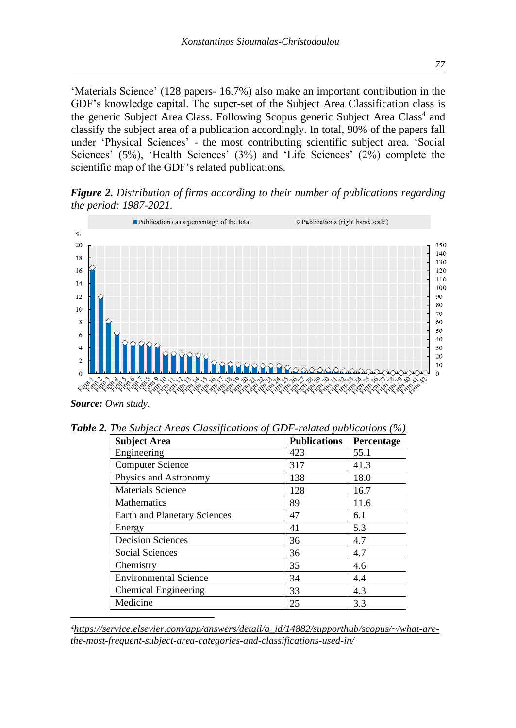'Materials Science' (128 papers- 16.7%) also make an important contribution in the GDF's knowledge capital. The super-set of the Subject Area Classification class is the generic Subject Area Class. Following Scopus generic Subject Area Class[4] and classify the subject area of a publication accordingly. In total, 90% of the papers fall under 'Physical Sciences' - the most contributing scientific subject area. 'Social Sciences' (5%), 'Health Sciences' (3%) and 'Life Sciences' (2%) complete the scientific map of the GDF's related publications.

***Figure 2.*** *Distribution of firms according to their number of publications regarding the period: 1987-2021.*

***Source:*** *Own study.*

***Table 2.*** *The Subject Areas Classifications of GDF-related publications (%)*

| Subject Area | Publications | Percentage |
|---|---|---|
| Engineering | 423 | 55.1 |
| Computer Science | 317 | 41.3 |
| Physics and Astronomy | 138 | 18.0 |
| Materials Science | 128 | 16.7 |
| Mathematics | 89 | 11.6 |
| Earth and Planetary Sciences | 47 | 6.1 |
| Energy | 41 | 5.3 |
| Decision Sciences | 36 | 4.7 |
| Social Sciences | 36 | 4.7 |
| Chemistry | 35 | 4.6 |
| Environmental Science | 34 | 4.4 |
| Chemical Engineering | 33 | 4.3 |
| Medicine | 25 | 3.3 |

[4] *https://service.elsevier.com/app/answers/detail/a_id/14882/supporthub/scopus/~/what-are-the-most-frequent-subject-area-categories-and-classifications-used-in/*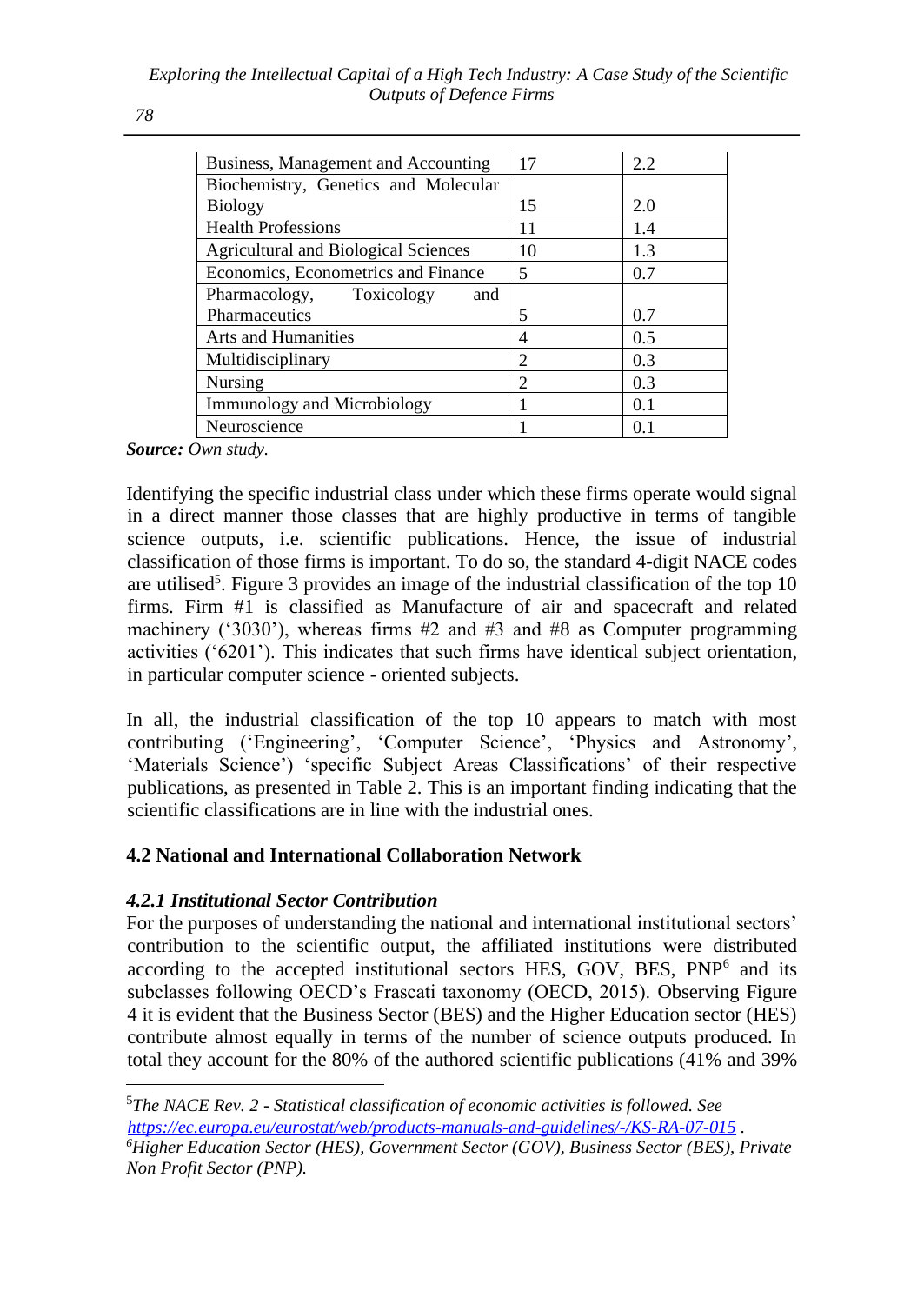| Business, Management and Accounting | 17 | 2.2 |
|---|---|---|
| Biochemistry, Genetics and Molecular Biology | 15 | 2.0 |
| Health Professions | 11 | 1.4 |
| Agricultural and Biological Sciences | 10 | 1.3 |
| Economics, Econometrics and Finance | 5 | 0.7 |
| Pharmacology, Toxicology and Pharmaceutics | 5 | 0.7 |
| Arts and Humanities | 4 | 0.5 |
| Multidisciplinary | 2 | 0.3 |
| Nursing | 2 | 0.3 |
| Immunology and Microbiology | 1 | 0.1 |
| Neuroscience | 1 | 0.1 |

***Source:*** *Own study.*

Identifying the specific industrial class under which these firms operate would signal in a direct manner those classes that are highly productive in terms of tangible science outputs, i.e. scientific publications. Hence, the issue of industrial classification of those firms is important. To do so, the standard 4-digit NACE codes are utilised[5]. Figure 3 provides an image of the industrial classification of the top 10 firms. Firm #1 is classified as Manufacture of air and spacecraft and related machinery ('3030'), whereas firms #2 and #3 and #8 as Computer programming activities ('6201'). This indicates that such firms have identical subject orientation, in particular computer science - oriented subjects.

In all, the industrial classification of the top 10 appears to match with most contributing ('Engineering', 'Computer Science', 'Physics and Astronomy', 'Materials Science') 'specific Subject Areas Classifications' of their respective publications, as presented in Table 2. This is an important finding indicating that the scientific classifications are in line with the industrial ones.

### 4.2 National and International Collaboration Network

#### *4.2.1 Institutional Sector Contribution*

For the purposes of understanding the national and international institutional sectors' contribution to the scientific output, the affiliated institutions were distributed according to the accepted institutional sectors HES, GOV, BES, PNP[6] and its subclasses following OECD's Frascati taxonomy (OECD, 2015). Observing Figure 4 it is evident that the Business Sector (BES) and the Higher Education sector (HES) contribute almost equally in terms of the number of science outputs produced. In total they account for the 80% of the authored scientific publications (41% and 39%

---

[5] *The NACE Rev. 2 - Statistical classification of economic activities is followed. See https://ec.europa.eu/eurostat/web/products-manuals-and-guidelines/-/KS-RA-07-015 .*

[6] *Higher Education Sector (HES), Government Sector (GOV), Business Sector (BES), Private Non Profit Sector (PNP).*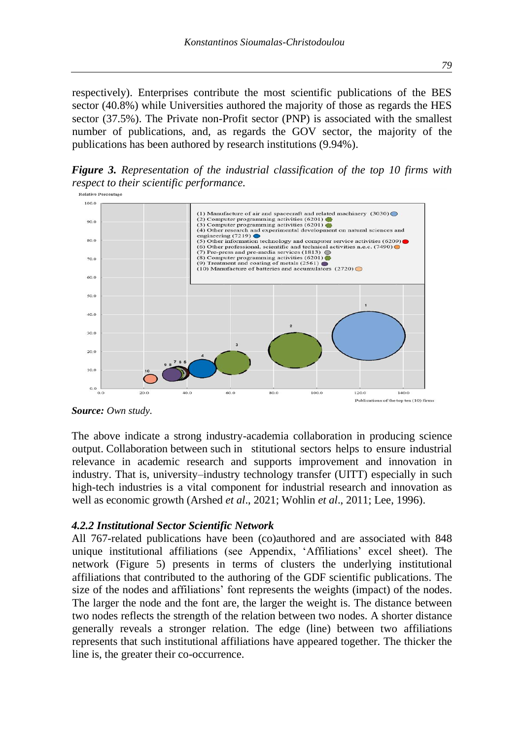respectively). Enterprises contribute the most scientific publications of the BES sector (40.8%) while Universities authored the majority of those as regards the HES sector (37.5%). The Private non-Profit sector (PNP) is associated with the smallest number of publications, and, as regards the GOV sector, the majority of the publications has been authored by research institutions (9.94%).

***Figure 3.*** *Representation of the industrial classification of the top 10 firms with respect to their scientific performance.*

Relative Percentage

(1) Manufacture of air and spacecraft and related machinery (3030)
(2) Computer programming activities (6201)
(3) Computer programming activities (6201)
(4) Other research and experimental development on natural sciences and engineering (7219)
(5) Other information technology and computer service activities (6209)
(6) Other professional, scientific and technical activities n.e.c. (7490)
(7) Pre-press and pre-media services (1813)
(8) Computer programming activities (6201)
(9) Treatment and coating of metals (2561)
(10) Manufacture of batteries and accumulators (2720)

Publications of the top ten (10) firms

***Source:*** *Own study.*

The above indicate a strong industry-academia collaboration in producing science output. Collaboration between such in stitutional sectors helps to ensure industrial relevance in academic research and supports improvement and innovation in industry. That is, university–industry technology transfer (UITT) especially in such high-tech industries is a vital component for industrial research and innovation as well as economic growth (Arshed *et al*., 2021; Wohlin *et al*., 2011; Lee, 1996).

#### *4.2.2 Institutional Sector Scientific Network*

All 767-related publications have been (co)authored and are associated with 848 unique institutional affiliations (see Appendix, 'Affiliations' excel sheet). The network (Figure 5) presents in terms of clusters the underlying institutional affiliations that contributed to the authoring of the GDF scientific publications. The size of the nodes and affiliations' font represents the weights (impact) of the nodes. The larger the node and the font are, the larger the weight is. The distance between two nodes reflects the strength of the relation between two nodes. A shorter distance generally reveals a stronger relation. The edge (line) between two affiliations represents that such institutional affiliations have appeared together. The thicker the line is, the greater their co-occurrence.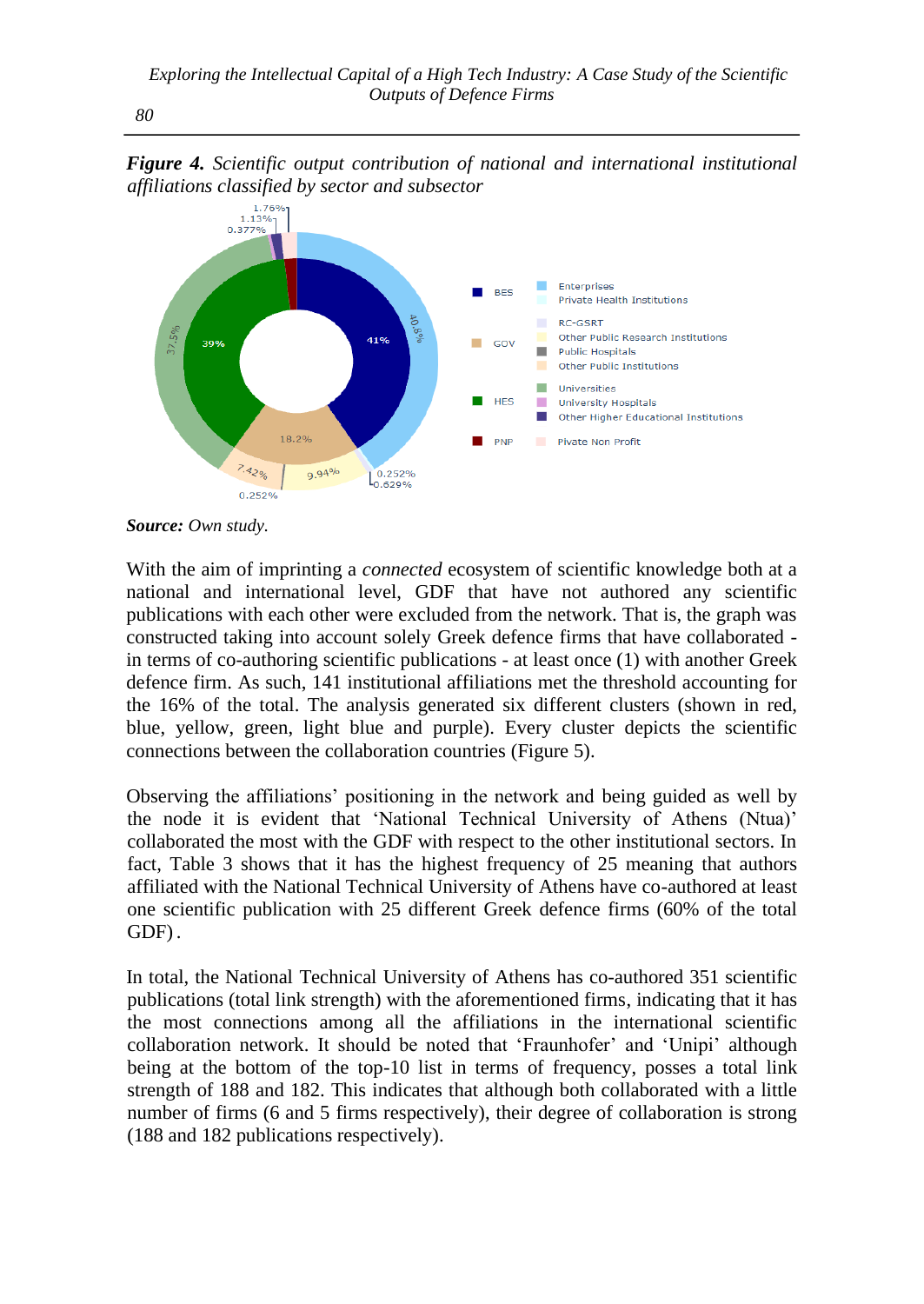***Figure 4.*** *Scientific output contribution of national and international institutional affiliations classified by sector and subsector*

***Source:*** *Own study.*

With the aim of imprinting a *connected* ecosystem of scientific knowledge both at a national and international level, GDF that have not authored any scientific publications with each other were excluded from the network. That is, the graph was constructed taking into account solely Greek defence firms that have collaborated - in terms of co-authoring scientific publications - at least once (1) with another Greek defence firm. As such, 141 institutional affiliations met the threshold accounting for the 16% of the total. The analysis generated six different clusters (shown in red, blue, yellow, green, light blue and purple). Every cluster depicts the scientific connections between the collaboration countries (Figure 5).

Observing the affiliations' positioning in the network and being guided as well by the node it is evident that 'National Technical University of Athens (Ntua)' collaborated the most with the GDF with respect to the other institutional sectors. In fact, Table 3 shows that it has the highest frequency of 25 meaning that authors affiliated with the National Technical University of Athens have co-authored at least one scientific publication with 25 different Greek defence firms (60% of the total GDF).

In total, the National Technical University of Athens has co-authored 351 scientific publications (total link strength) with the aforementioned firms, indicating that it has the most connections among all the affiliations in the international scientific collaboration network. It should be noted that 'Fraunhofer' and 'Unipi' although being at the bottom of the top-10 list in terms of frequency, posses a total link strength of 188 and 182. This indicates that although both collaborated with a little number of firms (6 and 5 firms respectively), their degree of collaboration is strong (188 and 182 publications respectively).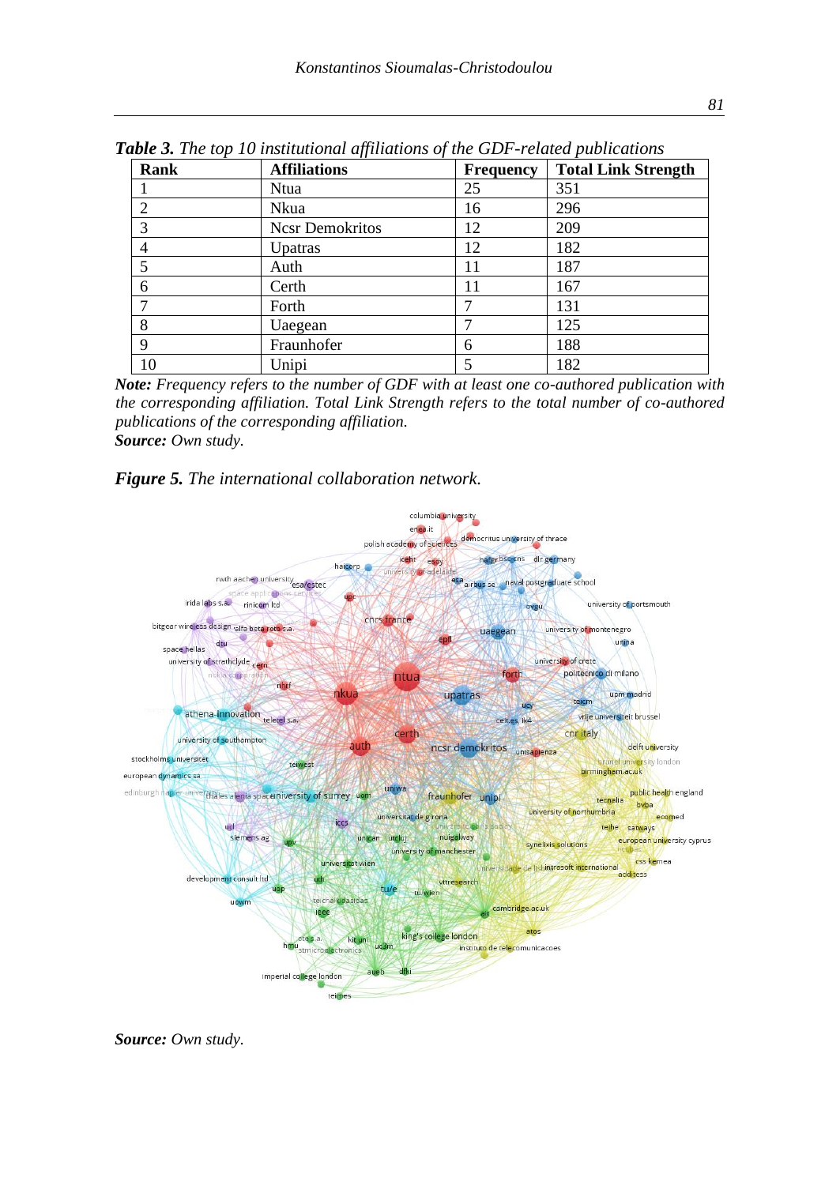***Table 3.*** *The top 10 institutional affiliations of the GDF-related publications*

| Rank | Affiliations | Frequency | Total Link Strength |
|---|---|---|---|
| 1 | Ntua | 25 | 351 |
| 2 | Nkua | 16 | 296 |
| 3 | Ncsr Demokritos | 12 | 209 |
| 4 | Upatras | 12 | 182 |
| 5 | Auth | 11 | 187 |
| 6 | Certh | 11 | 167 |
| 7 | Forth | 7 | 131 |
| 8 | Uaegean | 7 | 125 |
| 9 | Fraunhofer | 6 | 188 |
| 10 | Unipi | 5 | 182 |

***Note:*** *Frequency refers to the number of GDF with at least one co-authored publication with the corresponding affiliation. Total Link Strength refers to the total number of co-authored publications of the corresponding affiliation.*
***Source:*** *Own study.*

***Figure 5.*** *The international collaboration network.*

***Source:*** *Own study.*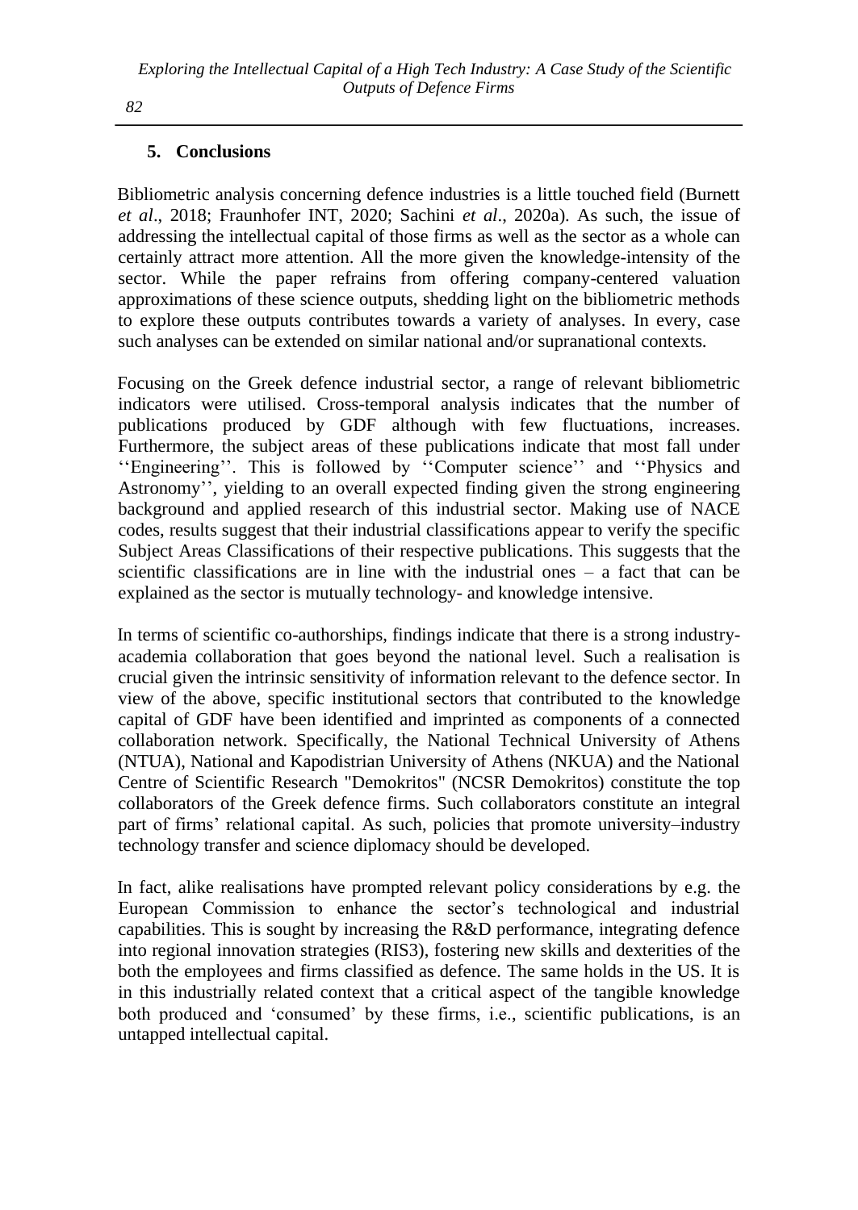## 5. Conclusions

Bibliometric analysis concerning defence industries is a little touched field (Burnett *et al*., 2018; Fraunhofer INT, 2020; Sachini *et al*., 2020a). As such, the issue of addressing the intellectual capital of those firms as well as the sector as a whole can certainly attract more attention. All the more given the knowledge-intensity of the sector. While the paper refrains from offering company-centered valuation approximations of these science outputs, shedding light on the bibliometric methods to explore these outputs contributes towards a variety of analyses. In every, case such analyses can be extended on similar national and/or supranational contexts.

Focusing on the Greek defence industrial sector, a range of relevant bibliometric indicators were utilised. Cross-temporal analysis indicates that the number of publications produced by GDF although with few fluctuations, increases. Furthermore, the subject areas of these publications indicate that most fall under ''Engineering''. This is followed by ''Computer science'' and ''Physics and Astronomy'', yielding to an overall expected finding given the strong engineering background and applied research of this industrial sector. Making use of NACE codes, results suggest that their industrial classifications appear to verify the specific Subject Areas Classifications of their respective publications. This suggests that the scientific classifications are in line with the industrial ones – a fact that can be explained as the sector is mutually technology- and knowledge intensive.

In terms of scientific co-authorships, findings indicate that there is a strong industry-academia collaboration that goes beyond the national level. Such a realisation is crucial given the intrinsic sensitivity of information relevant to the defence sector. In view of the above, specific institutional sectors that contributed to the knowledge capital of GDF have been identified and imprinted as components of a connected collaboration network. Specifically, the National Technical University of Athens (NTUA), National and Kapodistrian University of Athens (NKUA) and the National Centre of Scientific Research "Demokritos" (NCSR Demokritos) constitute the top collaborators of the Greek defence firms. Such collaborators constitute an integral part of firms' relational capital. As such, policies that promote university–industry technology transfer and science diplomacy should be developed.

In fact, alike realisations have prompted relevant policy considerations by e.g. the European Commission to enhance the sector's technological and industrial capabilities. This is sought by increasing the R&D performance, integrating defence into regional innovation strategies (RIS3), fostering new skills and dexterities of the both the employees and firms classified as defence. The same holds in the US. It is in this industrially related context that a critical aspect of the tangible knowledge both produced and 'consumed' by these firms, i.e., scientific publications, is an untapped intellectual capital.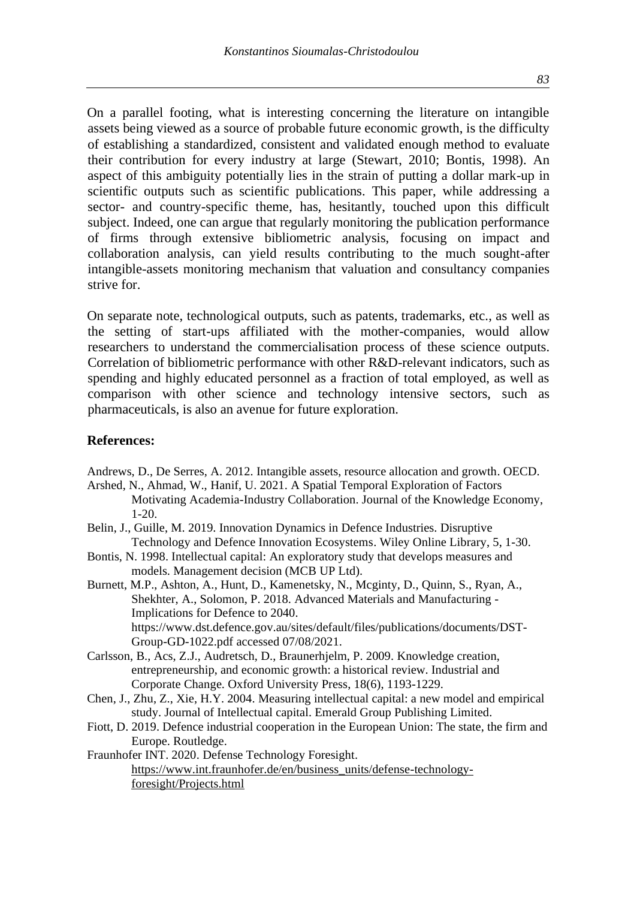On a parallel footing, what is interesting concerning the literature on intangible assets being viewed as a source of probable future economic growth, is the difficulty of establishing a standardized, consistent and validated enough method to evaluate their contribution for every industry at large (Stewart, 2010; Bontis, 1998). An aspect of this ambiguity potentially lies in the strain of putting a dollar mark-up in scientific outputs such as scientific publications. This paper, while addressing a sector- and country-specific theme, has, hesitantly, touched upon this difficult subject. Indeed, one can argue that regularly monitoring the publication performance of firms through extensive bibliometric analysis, focusing on impact and collaboration analysis, can yield results contributing to the much sought-after intangible-assets monitoring mechanism that valuation and consultancy companies strive for.

On separate note, technological outputs, such as patents, trademarks, etc., as well as the setting of start-ups affiliated with the mother-companies, would allow researchers to understand the commercialisation process of these science outputs. Correlation of bibliometric performance with other R&D-relevant indicators, such as spending and highly educated personnel as a fraction of total employed, as well as comparison with other science and technology intensive sectors, such as pharmaceuticals, is also an avenue for future exploration.

**References:**

Andrews, D., De Serres, A. 2012. Intangible assets, resource allocation and growth. OECD.

Arshed, N., Ahmad, W., Hanif, U. 2021. A Spatial Temporal Exploration of Factors Motivating Academia-Industry Collaboration. Journal of the Knowledge Economy, 1-20.

Belin, J., Guille, M. 2019. Innovation Dynamics in Defence Industries. Disruptive Technology and Defence Innovation Ecosystems. Wiley Online Library, 5, 1-30.

Bontis, N. 1998. Intellectual capital: An exploratory study that develops measures and models. Management decision (MCB UP Ltd).

Burnett, M.P., Ashton, A., Hunt, D., Kamenetsky, N., Mcginty, D., Quinn, S., Ryan, A., Shekhter, A., Solomon, P. 2018. Advanced Materials and Manufacturing - Implications for Defence to 2040. https://www.dst.defence.gov.au/sites/default/files/publications/documents/DST-Group-GD-1022.pdf accessed 07/08/2021.

Carlsson, B., Acs, Z.J., Audretsch, D., Braunerhjelm, P. 2009. Knowledge creation, entrepreneurship, and economic growth: a historical review. Industrial and Corporate Change. Oxford University Press, 18(6), 1193-1229.

Chen, J., Zhu, Z., Xie, H.Y. 2004. Measuring intellectual capital: a new model and empirical study. Journal of Intellectual capital. Emerald Group Publishing Limited.

Fiott, D. 2019. Defence industrial cooperation in the European Union: The state, the firm and Europe. Routledge.

Fraunhofer INT. 2020. Defense Technology Foresight. https://www.int.fraunhofer.de/en/business_units/defense-technology-foresight/Projects.html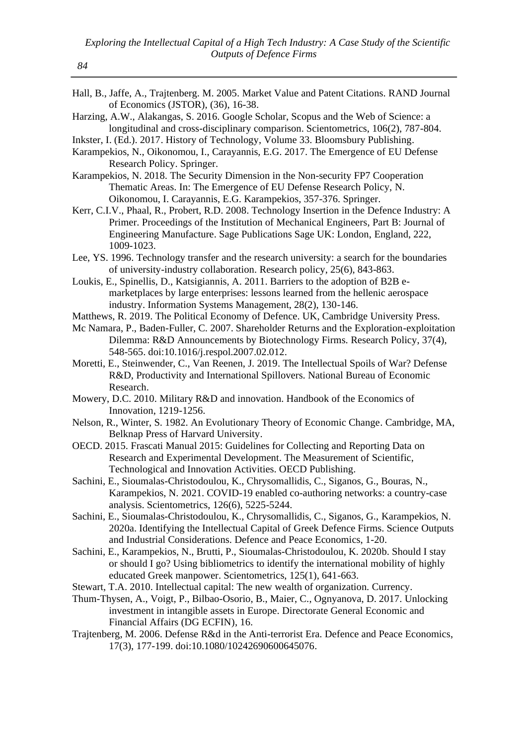Hall, B., Jaffe, A., Trajtenberg. M. 2005. Market Value and Patent Citations. RAND Journal of Economics (JSTOR), (36), 16-38.

Harzing, A.W., Alakangas, S. 2016. Google Scholar, Scopus and the Web of Science: a longitudinal and cross-disciplinary comparison. Scientometrics, 106(2), 787-804.

Inkster, I. (Ed.). 2017. History of Technology, Volume 33. Bloomsbury Publishing.

Karampekios, N., Oikonomou, I., Carayannis, E.G. 2017. The Emergence of EU Defense Research Policy. Springer.

Karampekios, N. 2018. The Security Dimension in the Non-security FP7 Cooperation Thematic Areas. In: The Emergence of EU Defense Research Policy, N. Oikonomou, I. Carayannis, E.G. Karampekios, 357-376. Springer.

Kerr, C.I.V., Phaal, R., Probert, R.D. 2008. Technology Insertion in the Defence Industry: A Primer. Proceedings of the Institution of Mechanical Engineers, Part B: Journal of Engineering Manufacture. Sage Publications Sage UK: London, England, 222, 1009-1023.

Lee, YS. 1996. Technology transfer and the research university: a search for the boundaries of university-industry collaboration. Research policy, 25(6), 843-863.

Loukis, E., Spinellis, D., Katsigiannis, A. 2011. Barriers to the adoption of B2B e-marketplaces by large enterprises: lessons learned from the hellenic aerospace industry. Information Systems Management, 28(2), 130-146.

Matthews, R. 2019. The Political Economy of Defence. UK, Cambridge University Press.

Mc Namara, P., Baden-Fuller, C. 2007. Shareholder Returns and the Exploration-exploitation Dilemma: R&D Announcements by Biotechnology Firms. Research Policy, 37(4), 548-565. doi:10.1016/j.respol.2007.02.012.

Moretti, E., Steinwender, C., Van Reenen, J. 2019. The Intellectual Spoils of War? Defense R&D, Productivity and International Spillovers. National Bureau of Economic Research.

Mowery, D.C. 2010. Military R&D and innovation. Handbook of the Economics of Innovation, 1219-1256.

Nelson, R., Winter, S. 1982. An Evolutionary Theory of Economic Change. Cambridge, MA, Belknap Press of Harvard University.

OECD. 2015. Frascati Manual 2015: Guidelines for Collecting and Reporting Data on Research and Experimental Development. The Measurement of Scientific, Technological and Innovation Activities. OECD Publishing.

Sachini, E., Sioumalas-Christodoulou, K., Chrysomallidis, C., Siganos, G., Bouras, N., Karampekios, N. 2021. COVID-19 enabled co-authoring networks: a country-case analysis. Scientometrics, 126(6), 5225-5244.

Sachini, E., Sioumalas-Christodoulou, K., Chrysomallidis, C., Siganos, G., Karampekios, N. 2020a. Identifying the Intellectual Capital of Greek Defence Firms. Science Outputs and Industrial Considerations. Defence and Peace Economics, 1-20.

Sachini, E., Karampekios, N., Brutti, P., Sioumalas-Christodoulou, K. 2020b. Should I stay or should I go? Using bibliometrics to identify the international mobility of highly educated Greek manpower. Scientometrics, 125(1), 641-663.

Stewart, T.A. 2010. Intellectual capital: The new wealth of organization. Currency.

Thum-Thysen, A., Voigt, P., Bilbao-Osorio, B., Maier, C., Ognyanova, D. 2017. Unlocking investment in intangible assets in Europe. Directorate General Economic and Financial Affairs (DG ECFIN), 16.

Trajtenberg, M. 2006. Defense R&d in the Anti-terrorist Era. Defence and Peace Economics, 17(3), 177-199. doi:10.1080/10242690600645076.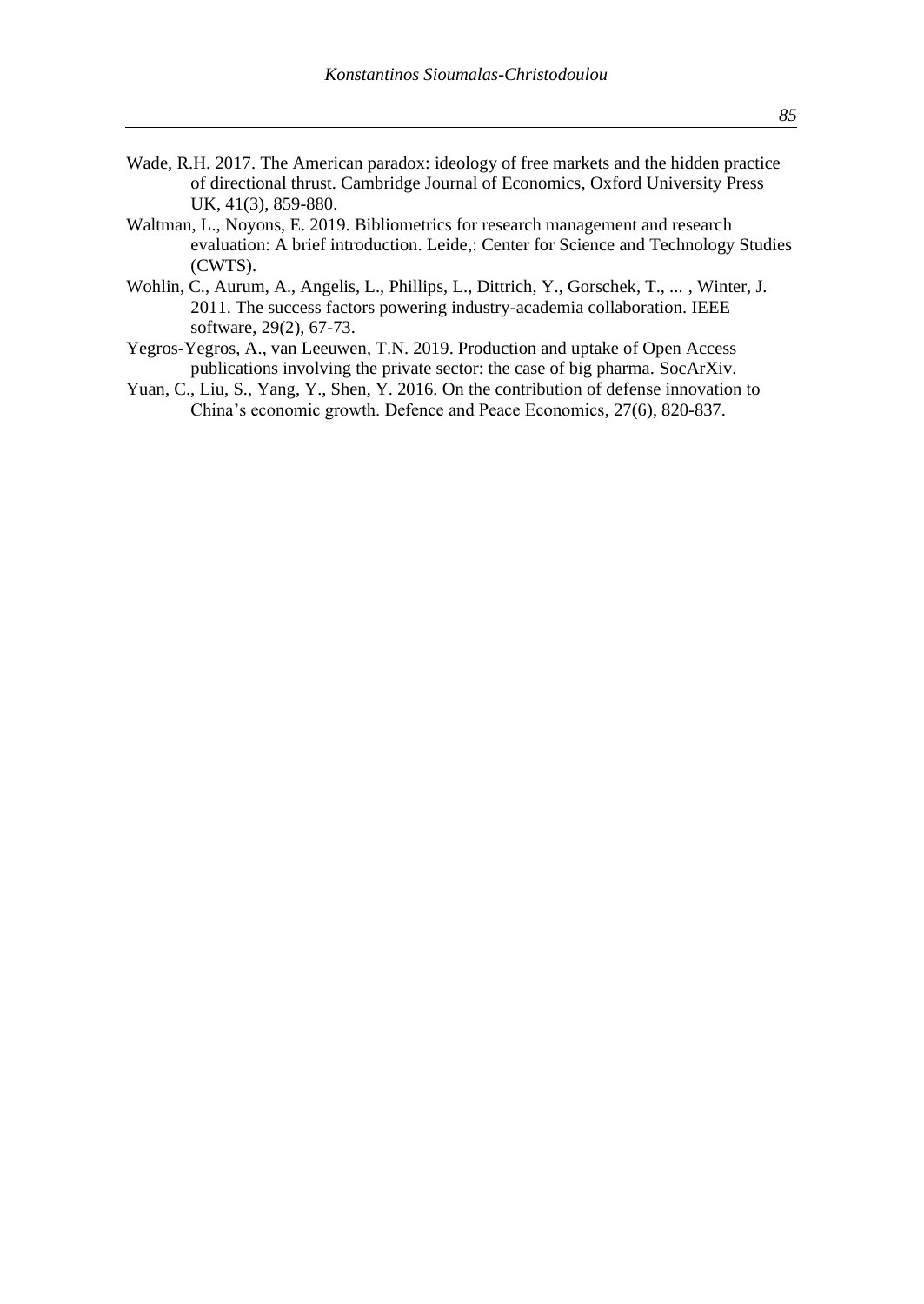Wade, R.H. 2017. The American paradox: ideology of free markets and the hidden practice of directional thrust. Cambridge Journal of Economics, Oxford University Press UK, 41(3), 859-880.

Waltman, L., Noyons, E. 2019. Bibliometrics for research management and research evaluation: A brief introduction. Leide,: Center for Science and Technology Studies (CWTS).

Wohlin, C., Aurum, A., Angelis, L., Phillips, L., Dittrich, Y., Gorschek, T., ... , Winter, J. 2011. The success factors powering industry-academia collaboration. IEEE software, 29(2), 67-73.

Yegros-Yegros, A., van Leeuwen, T.N. 2019. Production and uptake of Open Access publications involving the private sector: the case of big pharma. SocArXiv.

Yuan, C., Liu, S., Yang, Y., Shen, Y. 2016. On the contribution of defense innovation to China's economic growth. Defence and Peace Economics, 27(6), 820-837.